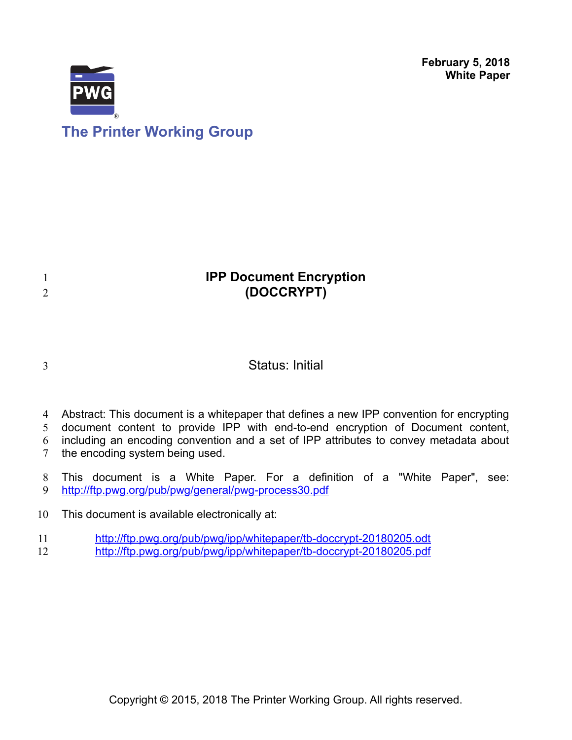February 5, 2018
**White Paper**

The Printer Working Group

# IPP Document Encryption (DOCCRYPT)

Status: Initial

Abstract: This document is a whitepaper that defines a new IPP convention for encrypting document content to provide IPP with end-to-end encryption of Document content, including an encoding convention and a set of IPP attributes to convey metadata about the encoding system being used.

This document is a White Paper. For a definition of a "White Paper", see: http://ftp.pwg.org/pub/pwg/general/pwg-process30.pdf

This document is available electronically at:

http://ftp.pwg.org/pub/pwg/ipp/whitepaper/tb-doccrypt-20180205.odt
http://ftp.pwg.org/pub/pwg/ipp/whitepaper/tb-doccrypt-20180205.pdf

Copyright © 2015, 2018 The Printer Working Group. All rights reserved.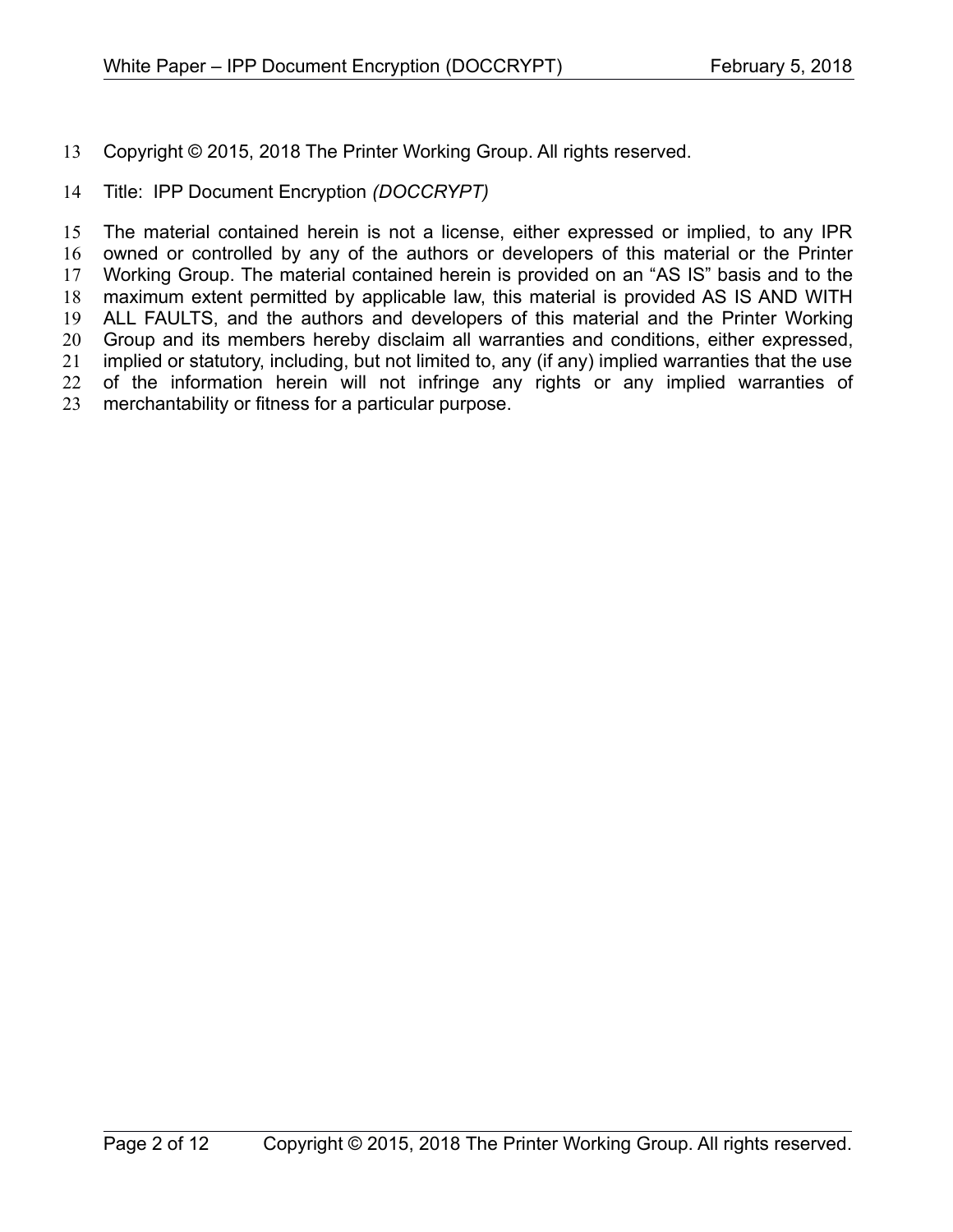Copyright © 2015, 2018 The Printer Working Group. All rights reserved.

Title: IPP Document Encryption *(DOCCRYPT)*

The material contained herein is not a license, either expressed or implied, to any IPR owned or controlled by any of the authors or developers of this material or the Printer Working Group. The material contained herein is provided on an "AS IS" basis and to the maximum extent permitted by applicable law, this material is provided AS IS AND WITH ALL FAULTS, and the authors and developers of this material and the Printer Working Group and its members hereby disclaim all warranties and conditions, either expressed, implied or statutory, including, but not limited to, any (if any) implied warranties that the use of the information herein will not infringe any rights or any implied warranties of merchantability or fitness for a particular purpose.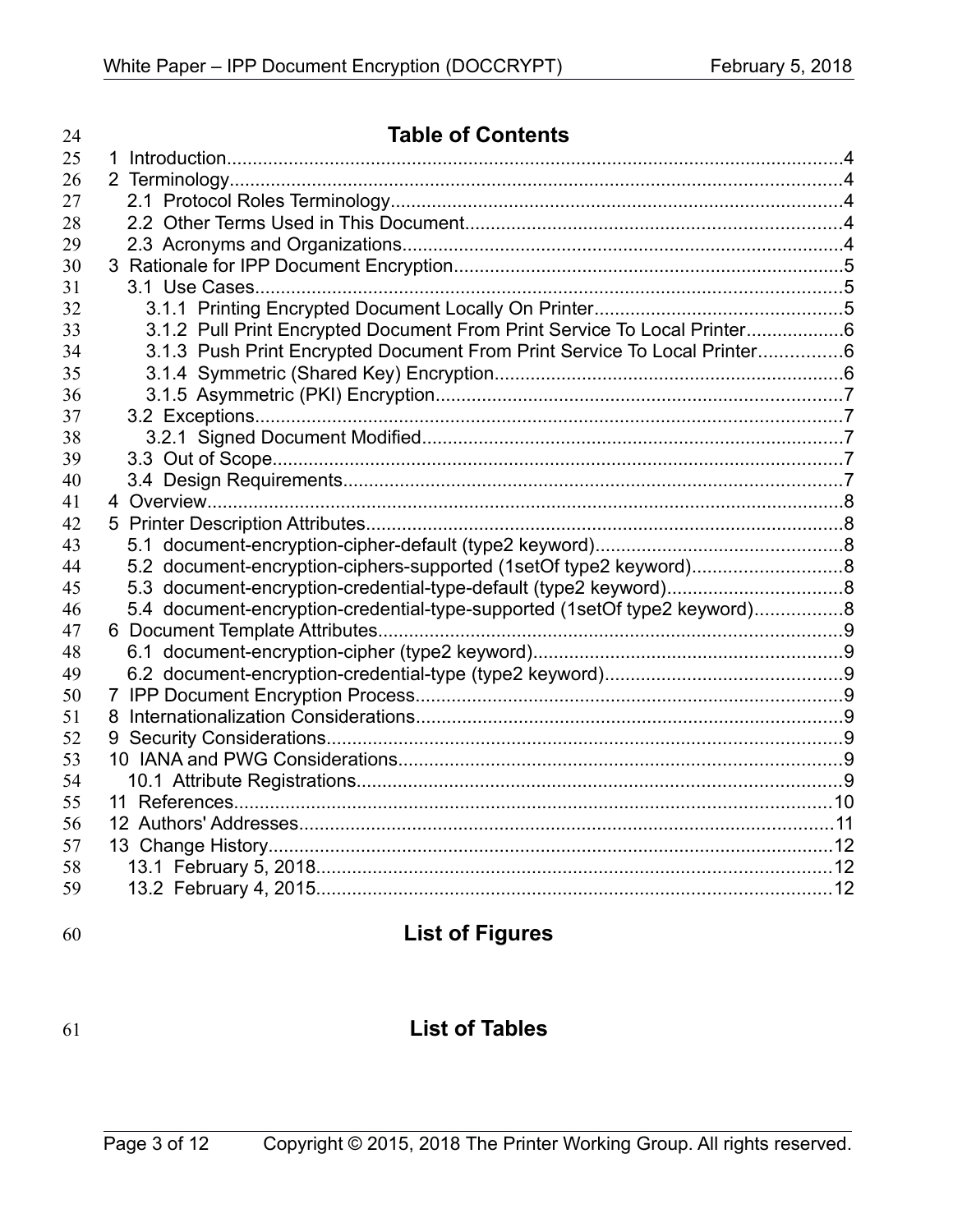## Table of Contents

1 Introduction....4
2 Terminology....4
  2.1 Protocol Roles Terminology....4
  2.2 Other Terms Used in This Document....4
  2.3 Acronyms and Organizations....4
3 Rationale for IPP Document Encryption....5
  3.1 Use Cases....5
    3.1.1 Printing Encrypted Document Locally On Printer....5
    3.1.2 Pull Print Encrypted Document From Print Service To Local Printer....6
    3.1.3 Push Print Encrypted Document From Print Service To Local Printer....6
    3.1.4 Symmetric (Shared Key) Encryption....6
    3.1.5 Asymmetric (PKI) Encryption....7
  3.2 Exceptions....7
    3.2.1 Signed Document Modified....7
  3.3 Out of Scope....7
  3.4 Design Requirements....7
4 Overview....8
5 Printer Description Attributes....8
  5.1 document-encryption-cipher-default (type2 keyword)....8
  5.2 document-encryption-ciphers-supported (1setOf type2 keyword)....8
  5.3 document-encryption-credential-type-default (type2 keyword)....8
  5.4 document-encryption-credential-type-supported (1setOf type2 keyword)....8
6 Document Template Attributes....9
  6.1 document-encryption-cipher (type2 keyword)....9
  6.2 document-encryption-credential-type (type2 keyword)....9
7 IPP Document Encryption Process....9
8 Internationalization Considerations....9
9 Security Considerations....9
10 IANA and PWG Considerations....9
  10.1 Attribute Registrations....9
11 References....10
12 Authors' Addresses....11
13 Change History....12
  13.1 February 5, 2018....12
  13.2 February 4, 2015....12

## List of Figures

## List of Tables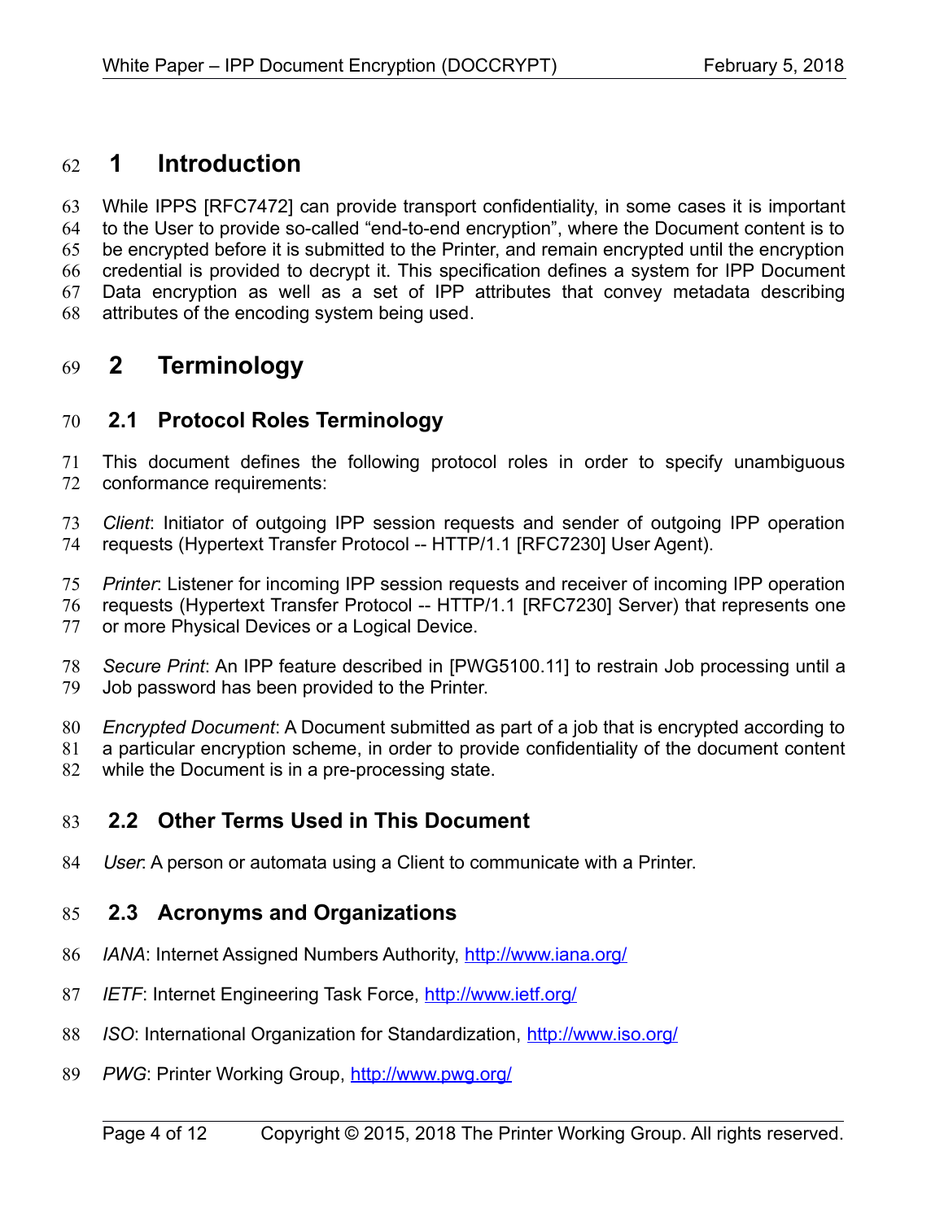# 1 Introduction

While IPPS [RFC7472] can provide transport confidentiality, in some cases it is important to the User to provide so-called "end-to-end encryption", where the Document content is to be encrypted before it is submitted to the Printer, and remain encrypted until the encryption credential is provided to decrypt it. This specification defines a system for IPP Document Data encryption as well as a set of IPP attributes that convey metadata describing attributes of the encoding system being used.

# 2 Terminology

## 2.1 Protocol Roles Terminology

This document defines the following protocol roles in order to specify unambiguous conformance requirements:

*Client*: Initiator of outgoing IPP session requests and sender of outgoing IPP operation requests (Hypertext Transfer Protocol -- HTTP/1.1 [RFC7230] User Agent).

*Printer*: Listener for incoming IPP session requests and receiver of incoming IPP operation requests (Hypertext Transfer Protocol -- HTTP/1.1 [RFC7230] Server) that represents one or more Physical Devices or a Logical Device.

*Secure Print*: An IPP feature described in [PWG5100.11] to restrain Job processing until a Job password has been provided to the Printer.

*Encrypted Document*: A Document submitted as part of a job that is encrypted according to a particular encryption scheme, in order to provide confidentiality of the document content while the Document is in a pre-processing state.

## 2.2 Other Terms Used in This Document

*User*: A person or automata using a Client to communicate with a Printer.

## 2.3 Acronyms and Organizations

*IANA*: Internet Assigned Numbers Authority, http://www.iana.org/

*IETF*: Internet Engineering Task Force, http://www.ietf.org/

*ISO*: International Organization for Standardization, http://www.iso.org/

*PWG*: Printer Working Group, http://www.pwg.org/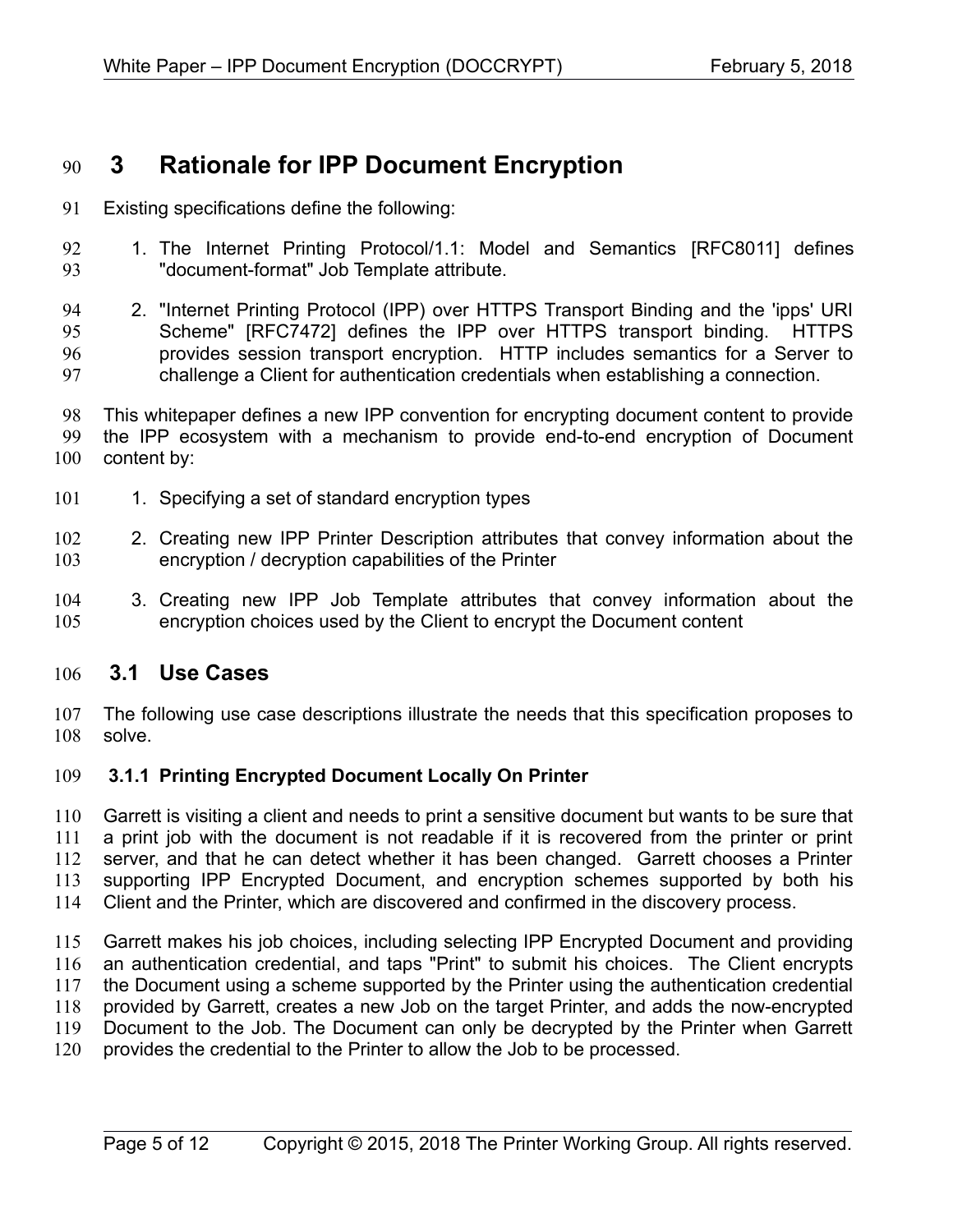# 3 Rationale for IPP Document Encryption

Existing specifications define the following:

1. The Internet Printing Protocol/1.1: Model and Semantics [RFC8011] defines "document-format" Job Template attribute.
2. "Internet Printing Protocol (IPP) over HTTPS Transport Binding and the 'ipps' URI Scheme" [RFC7472] defines the IPP over HTTPS transport binding. HTTPS provides session transport encryption. HTTP includes semantics for a Server to challenge a Client for authentication credentials when establishing a connection.

This whitepaper defines a new IPP convention for encrypting document content to provide the IPP ecosystem with a mechanism to provide end-to-end encryption of Document content by:

1. Specifying a set of standard encryption types
2. Creating new IPP Printer Description attributes that convey information about the encryption / decryption capabilities of the Printer
3. Creating new IPP Job Template attributes that convey information about the encryption choices used by the Client to encrypt the Document content

## 3.1 Use Cases

The following use case descriptions illustrate the needs that this specification proposes to solve.

### 3.1.1 Printing Encrypted Document Locally On Printer

Garrett is visiting a client and needs to print a sensitive document but wants to be sure that a print job with the document is not readable if it is recovered from the printer or print server, and that he can detect whether it has been changed. Garrett chooses a Printer supporting IPP Encrypted Document, and encryption schemes supported by both his Client and the Printer, which are discovered and confirmed in the discovery process.

Garrett makes his job choices, including selecting IPP Encrypted Document and providing an authentication credential, and taps "Print" to submit his choices. The Client encrypts the Document using a scheme supported by the Printer using the authentication credential provided by Garrett, creates a new Job on the target Printer, and adds the now-encrypted Document to the Job. The Document can only be decrypted by the Printer when Garrett provides the credential to the Printer to allow the Job to be processed.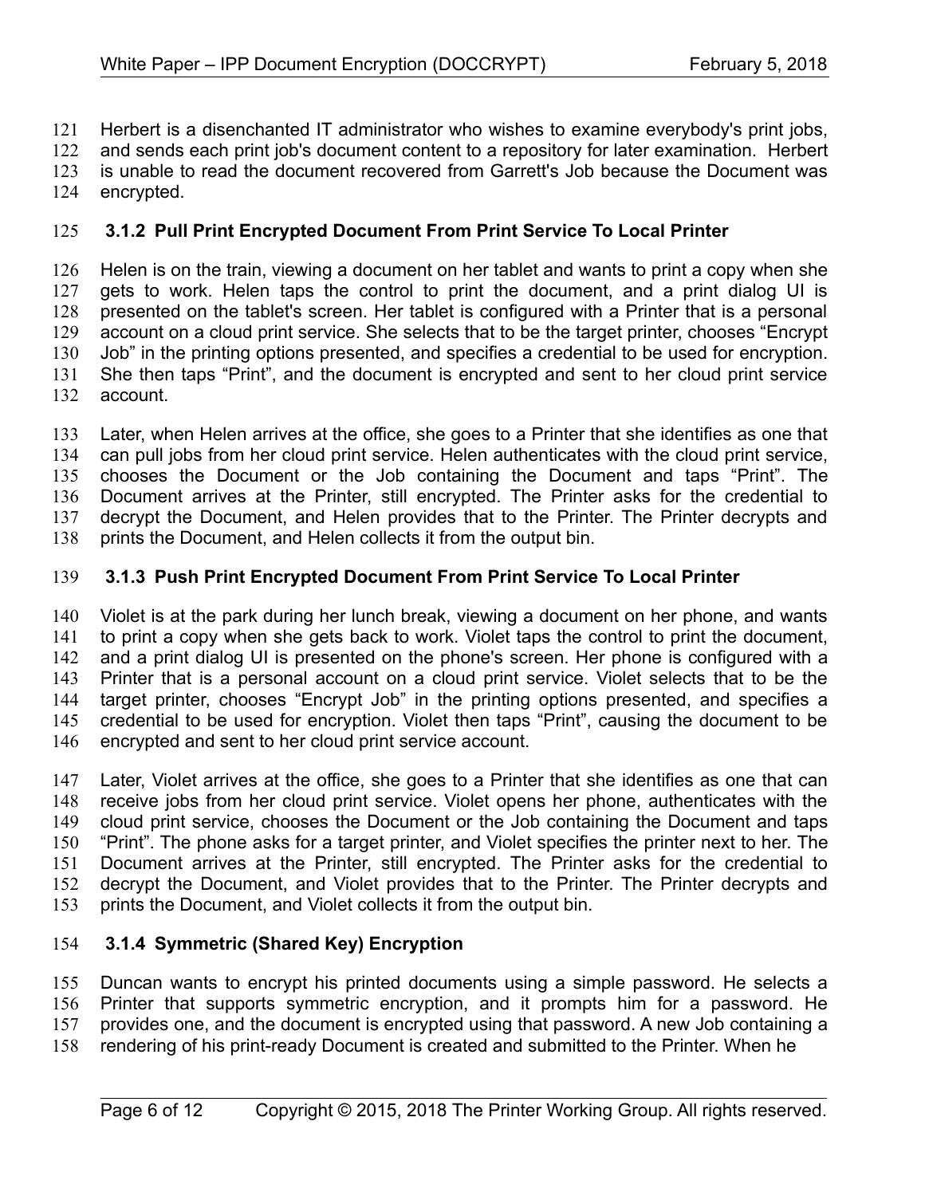Herbert is a disenchanted IT administrator who wishes to examine everybody's print jobs, and sends each print job's document content to a repository for later examination. Herbert is unable to read the document recovered from Garrett's Job because the Document was encrypted.

### 3.1.2 Pull Print Encrypted Document From Print Service To Local Printer

Helen is on the train, viewing a document on her tablet and wants to print a copy when she gets to work. Helen taps the control to print the document, and a print dialog UI is presented on the tablet's screen. Her tablet is configured with a Printer that is a personal account on a cloud print service. She selects that to be the target printer, chooses "Encrypt Job" in the printing options presented, and specifies a credential to be used for encryption. She then taps "Print", and the document is encrypted and sent to her cloud print service account.

Later, when Helen arrives at the office, she goes to a Printer that she identifies as one that can pull jobs from her cloud print service. Helen authenticates with the cloud print service, chooses the Document or the Job containing the Document and taps "Print". The Document arrives at the Printer, still encrypted. The Printer asks for the credential to decrypt the Document, and Helen provides that to the Printer. The Printer decrypts and prints the Document, and Helen collects it from the output bin.

### 3.1.3 Push Print Encrypted Document From Print Service To Local Printer

Violet is at the park during her lunch break, viewing a document on her phone, and wants to print a copy when she gets back to work. Violet taps the control to print the document, and a print dialog UI is presented on the phone's screen. Her phone is configured with a Printer that is a personal account on a cloud print service. Violet selects that to be the target printer, chooses "Encrypt Job" in the printing options presented, and specifies a credential to be used for encryption. Violet then taps "Print", causing the document to be encrypted and sent to her cloud print service account.

Later, Violet arrives at the office, she goes to a Printer that she identifies as one that can receive jobs from her cloud print service. Violet opens her phone, authenticates with the cloud print service, chooses the Document or the Job containing the Document and taps "Print". The phone asks for a target printer, and Violet specifies the printer next to her. The Document arrives at the Printer, still encrypted. The Printer asks for the credential to decrypt the Document, and Violet provides that to the Printer. The Printer decrypts and prints the Document, and Violet collects it from the output bin.

### 3.1.4 Symmetric (Shared Key) Encryption

Duncan wants to encrypt his printed documents using a simple password. He selects a Printer that supports symmetric encryption, and it prompts him for a password. He provides one, and the document is encrypted using that password. A new Job containing a rendering of his print-ready Document is created and submitted to the Printer. When he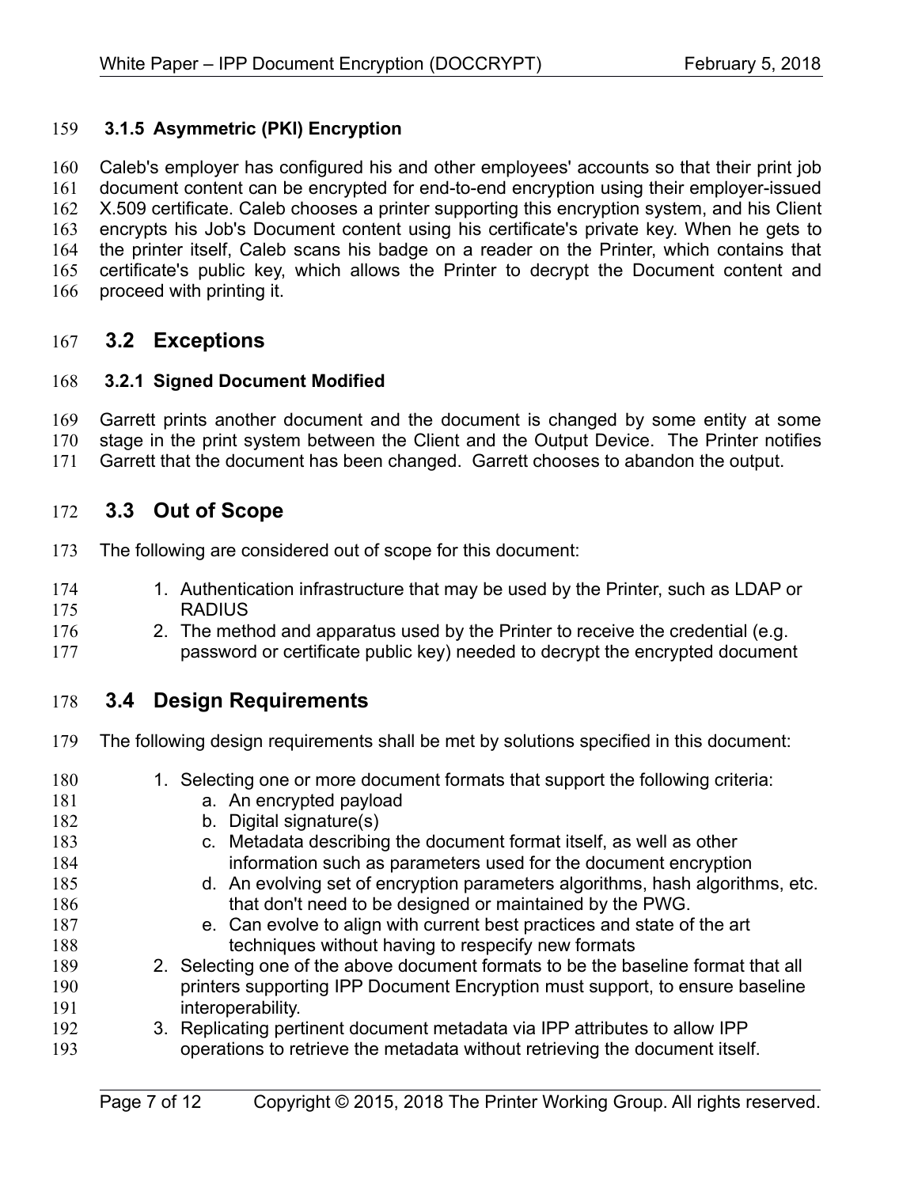### 3.1.5 Asymmetric (PKI) Encryption

Caleb's employer has configured his and other employees' accounts so that their print job document content can be encrypted for end-to-end encryption using their employer-issued X.509 certificate. Caleb chooses a printer supporting this encryption system, and his Client encrypts his Job's Document content using his certificate's private key. When he gets to the printer itself, Caleb scans his badge on a reader on the Printer, which contains that certificate's public key, which allows the Printer to decrypt the Document content and proceed with printing it.

## 3.2 Exceptions

### 3.2.1 Signed Document Modified

Garrett prints another document and the document is changed by some entity at some stage in the print system between the Client and the Output Device. The Printer notifies Garrett that the document has been changed. Garrett chooses to abandon the output.

## 3.3 Out of Scope

The following are considered out of scope for this document:

1. Authentication infrastructure that may be used by the Printer, such as LDAP or RADIUS
2. The method and apparatus used by the Printer to receive the credential (e.g. password or certificate public key) needed to decrypt the encrypted document

## 3.4 Design Requirements

The following design requirements shall be met by solutions specified in this document:

1. Selecting one or more document formats that support the following criteria:
    a. An encrypted payload
    b. Digital signature(s)
    c. Metadata describing the document format itself, as well as other information such as parameters used for the document encryption
    d. An evolving set of encryption parameters algorithms, hash algorithms, etc. that don't need to be designed or maintained by the PWG.
    e. Can evolve to align with current best practices and state of the art techniques without having to respecify new formats
2. Selecting one of the above document formats to be the baseline format that all printers supporting IPP Document Encryption must support, to ensure baseline interoperability.
3. Replicating pertinent document metadata via IPP attributes to allow IPP operations to retrieve the metadata without retrieving the document itself.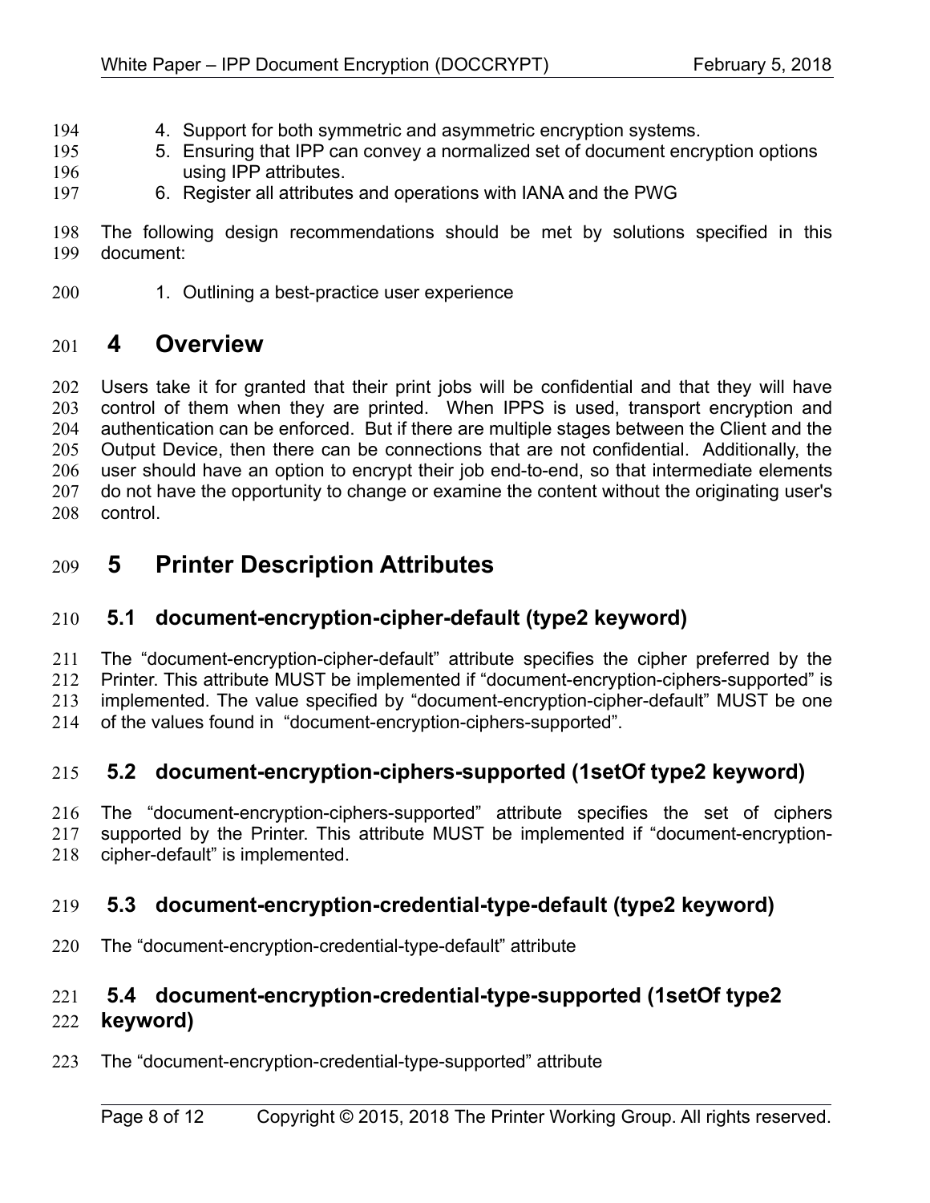4. Support for both symmetric and asymmetric encryption systems.
5. Ensuring that IPP can convey a normalized set of document encryption options using IPP attributes.
6. Register all attributes and operations with IANA and the PWG

The following design recommendations should be met by solutions specified in this document:

1. Outlining a best-practice user experience

# 4 Overview

Users take it for granted that their print jobs will be confidential and that they will have control of them when they are printed. When IPPS is used, transport encryption and authentication can be enforced. But if there are multiple stages between the Client and the Output Device, then there can be connections that are not confidential. Additionally, the user should have an option to encrypt their job end-to-end, so that intermediate elements do not have the opportunity to change or examine the content without the originating user's control.

# 5 Printer Description Attributes

## 5.1 document-encryption-cipher-default (type2 keyword)

The "document-encryption-cipher-default" attribute specifies the cipher preferred by the Printer. This attribute MUST be implemented if "document-encryption-ciphers-supported" is implemented. The value specified by "document-encryption-cipher-default" MUST be one of the values found in "document-encryption-ciphers-supported".

## 5.2 document-encryption-ciphers-supported (1setOf type2 keyword)

The "document-encryption-ciphers-supported" attribute specifies the set of ciphers supported by the Printer. This attribute MUST be implemented if "document-encryption-cipher-default" is implemented.

## 5.3 document-encryption-credential-type-default (type2 keyword)

The "document-encryption-credential-type-default" attribute

## 5.4 document-encryption-credential-type-supported (1setOf type2 keyword)

The "document-encryption-credential-type-supported" attribute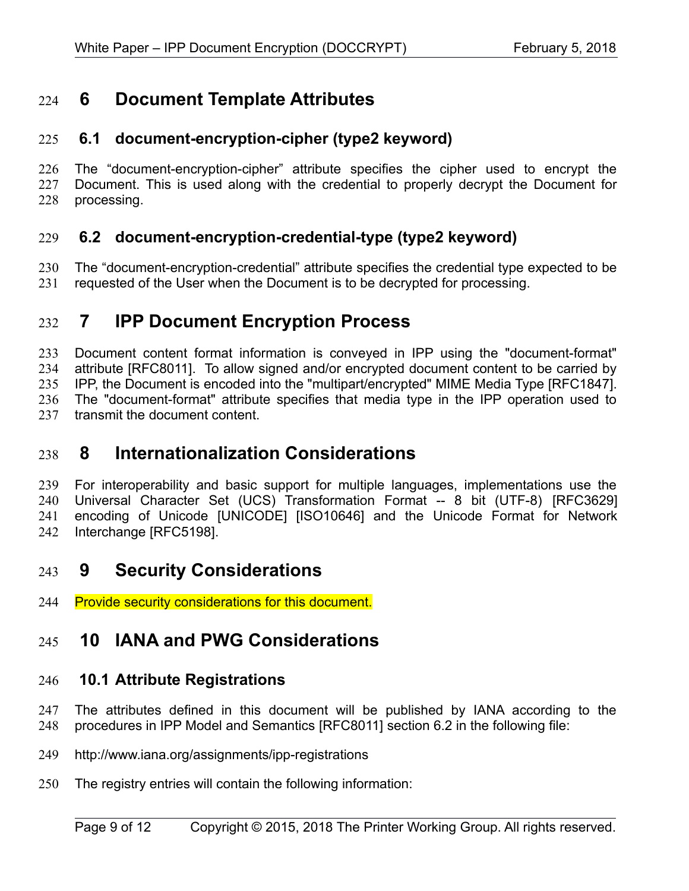# 6 Document Template Attributes

## 6.1 document-encryption-cipher (type2 keyword)

The “document-encryption-cipher” attribute specifies the cipher used to encrypt the Document. This is used along with the credential to properly decrypt the Document for processing.

## 6.2 document-encryption-credential-type (type2 keyword)

The “document-encryption-credential” attribute specifies the credential type expected to be requested of the User when the Document is to be decrypted for processing.

# 7 IPP Document Encryption Process

Document content format information is conveyed in IPP using the "document-format" attribute [RFC8011]. To allow signed and/or encrypted document content to be carried by IPP, the Document is encoded into the "multipart/encrypted" MIME Media Type [RFC1847]. The "document-format" attribute specifies that media type in the IPP operation used to transmit the document content.

# 8 Internationalization Considerations

For interoperability and basic support for multiple languages, implementations use the Universal Character Set (UCS) Transformation Format -- 8 bit (UTF-8) [RFC3629] encoding of Unicode [UNICODE] [ISO10646] and the Unicode Format for Network Interchange [RFC5198].

# 9 Security Considerations

Provide security considerations for this document.

# 10 IANA and PWG Considerations

## 10.1 Attribute Registrations

The attributes defined in this document will be published by IANA according to the procedures in IPP Model and Semantics [RFC8011] section 6.2 in the following file:

http://www.iana.org/assignments/ipp-registrations

The registry entries will contain the following information: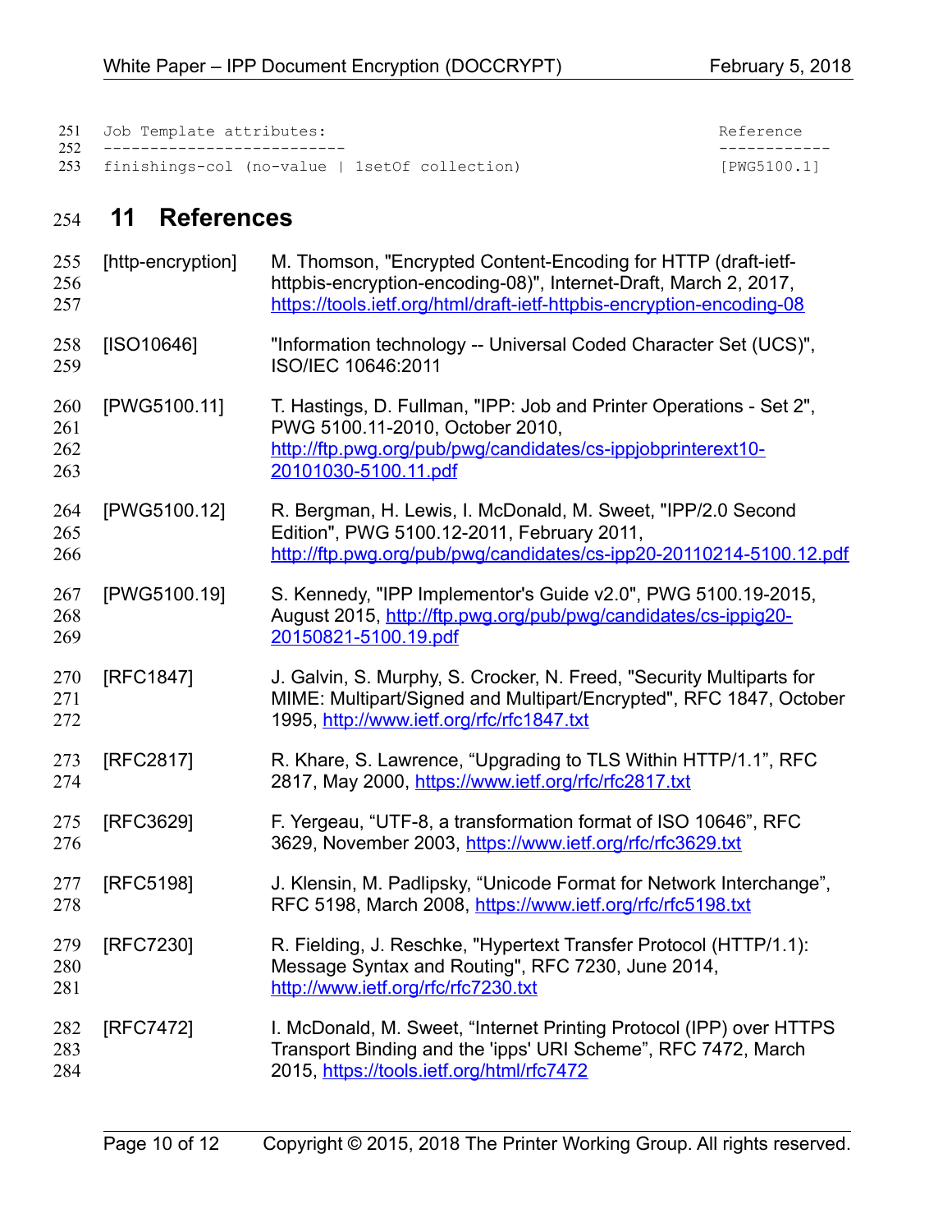```
Job Template attributes:                                         Reference
-------------------------                                        ------------
finishings-col (no-value | 1setOf collection)                    [PWG5100.1]
```

# 11 References

[http-encryption] M. Thomson, "Encrypted Content-Encoding for HTTP (draft-ietf-httpbis-encryption-encoding-08)", Internet-Draft, March 2, 2017, https://tools.ietf.org/html/draft-ietf-httpbis-encryption-encoding-08

[ISO10646] "Information technology -- Universal Coded Character Set (UCS)", ISO/IEC 10646:2011

[PWG5100.11] T. Hastings, D. Fullman, "IPP: Job and Printer Operations - Set 2", PWG 5100.11-2010, October 2010, http://ftp.pwg.org/pub/pwg/candidates/cs-ippjobprinterext10-20101030-5100.11.pdf

[PWG5100.12] R. Bergman, H. Lewis, I. McDonald, M. Sweet, "IPP/2.0 Second Edition", PWG 5100.12-2011, February 2011, http://ftp.pwg.org/pub/pwg/candidates/cs-ipp20-20110214-5100.12.pdf

[PWG5100.19] S. Kennedy, "IPP Implementor's Guide v2.0", PWG 5100.19-2015, August 2015, http://ftp.pwg.org/pub/pwg/candidates/cs-ippig20-20150821-5100.19.pdf

[RFC1847] J. Galvin, S. Murphy, S. Crocker, N. Freed, "Security Multiparts for MIME: Multipart/Signed and Multipart/Encrypted", RFC 1847, October 1995, http://www.ietf.org/rfc/rfc1847.txt

[RFC2817] R. Khare, S. Lawrence, "Upgrading to TLS Within HTTP/1.1", RFC 2817, May 2000, https://www.ietf.org/rfc/rfc2817.txt

[RFC3629] F. Yergeau, "UTF-8, a transformation format of ISO 10646", RFC 3629, November 2003, https://www.ietf.org/rfc/rfc3629.txt

[RFC5198] J. Klensin, M. Padlipsky, "Unicode Format for Network Interchange", RFC 5198, March 2008, https://www.ietf.org/rfc/rfc5198.txt

[RFC7230] R. Fielding, J. Reschke, "Hypertext Transfer Protocol (HTTP/1.1): Message Syntax and Routing", RFC 7230, June 2014, http://www.ietf.org/rfc/rfc7230.txt

[RFC7472] I. McDonald, M. Sweet, "Internet Printing Protocol (IPP) over HTTPS Transport Binding and the 'ipps' URI Scheme", RFC 7472, March 2015, https://tools.ietf.org/html/rfc7472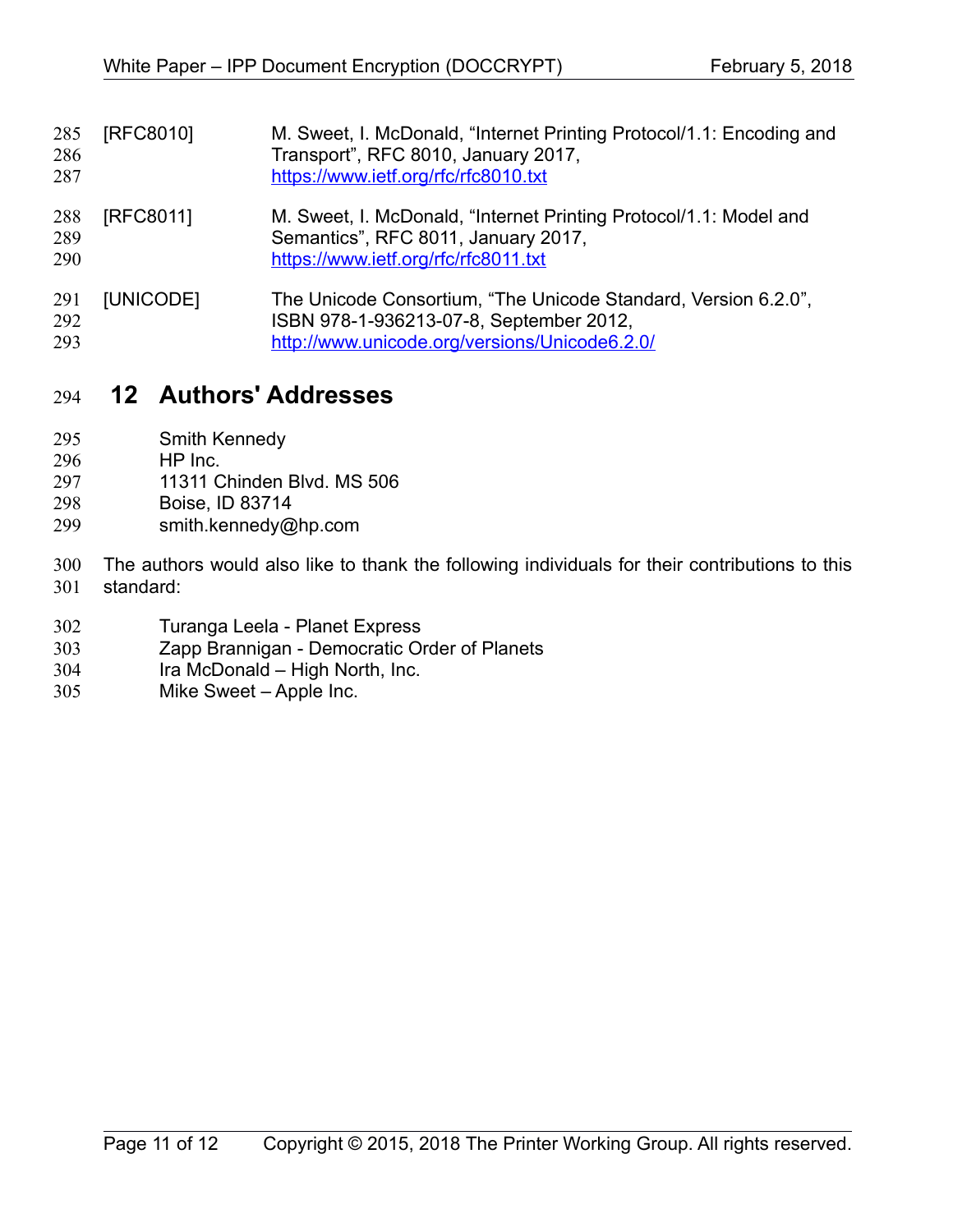[RFC8010] M. Sweet, I. McDonald, “Internet Printing Protocol/1.1: Encoding and Transport”, RFC 8010, January 2017, https://www.ietf.org/rfc/rfc8010.txt

[RFC8011] M. Sweet, I. McDonald, “Internet Printing Protocol/1.1: Model and Semantics”, RFC 8011, January 2017, https://www.ietf.org/rfc/rfc8011.txt

[UNICODE] The Unicode Consortium, “The Unicode Standard, Version 6.2.0”, ISBN 978-1-936213-07-8, September 2012, http://www.unicode.org/versions/Unicode6.2.0/

# 12 Authors' Addresses

Smith Kennedy
HP Inc.
11311 Chinden Blvd. MS 506
Boise, ID 83714
smith.kennedy@hp.com

The authors would also like to thank the following individuals for their contributions to this standard:

Turanga Leela - Planet Express
Zapp Brannigan - Democratic Order of Planets
Ira McDonald – High North, Inc.
Mike Sweet – Apple Inc.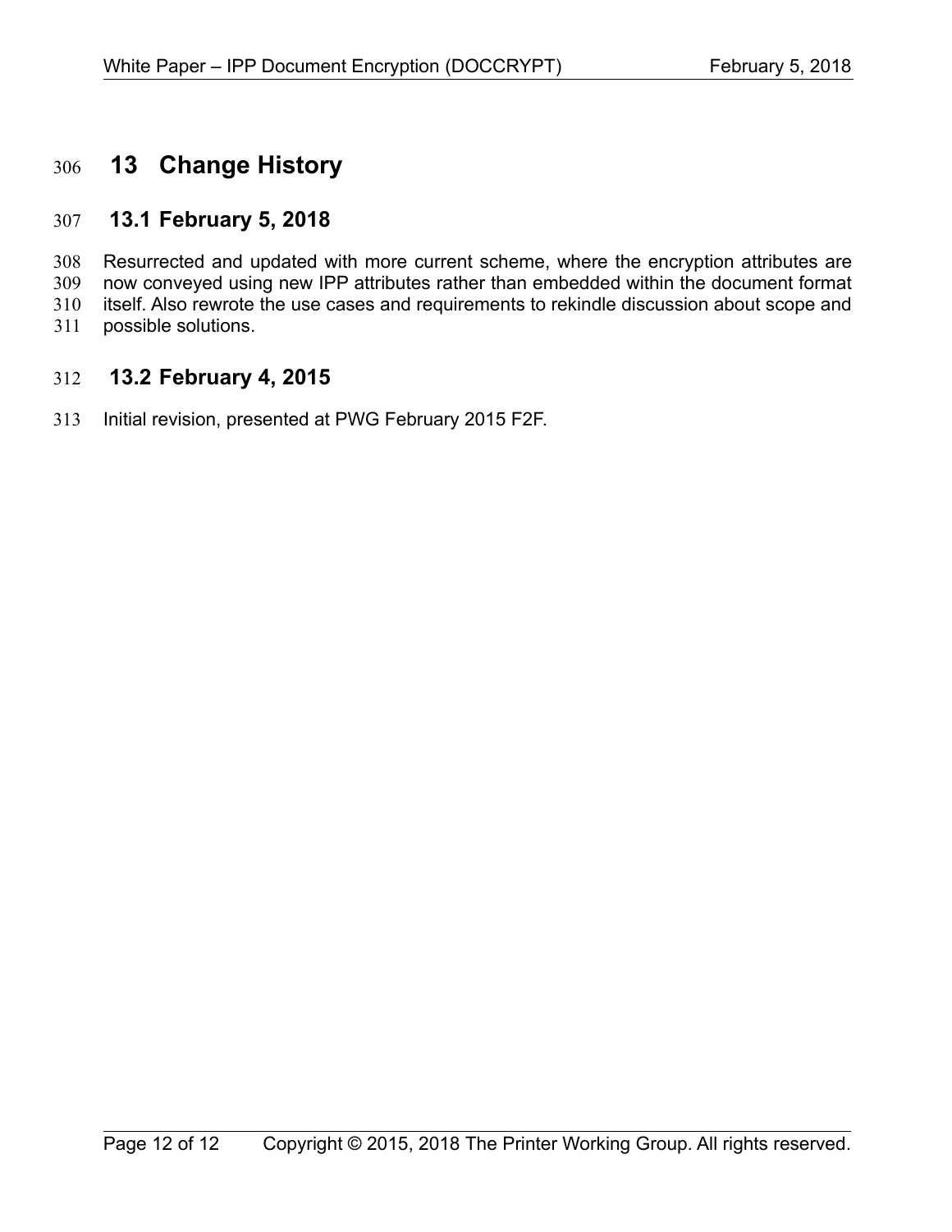# 13 Change History

## 13.1 February 5, 2018

Resurrected and updated with more current scheme, where the encryption attributes are now conveyed using new IPP attributes rather than embedded within the document format itself. Also rewrote the use cases and requirements to rekindle discussion about scope and possible solutions.

## 13.2 February 4, 2015

Initial revision, presented at PWG February 2015 F2F.